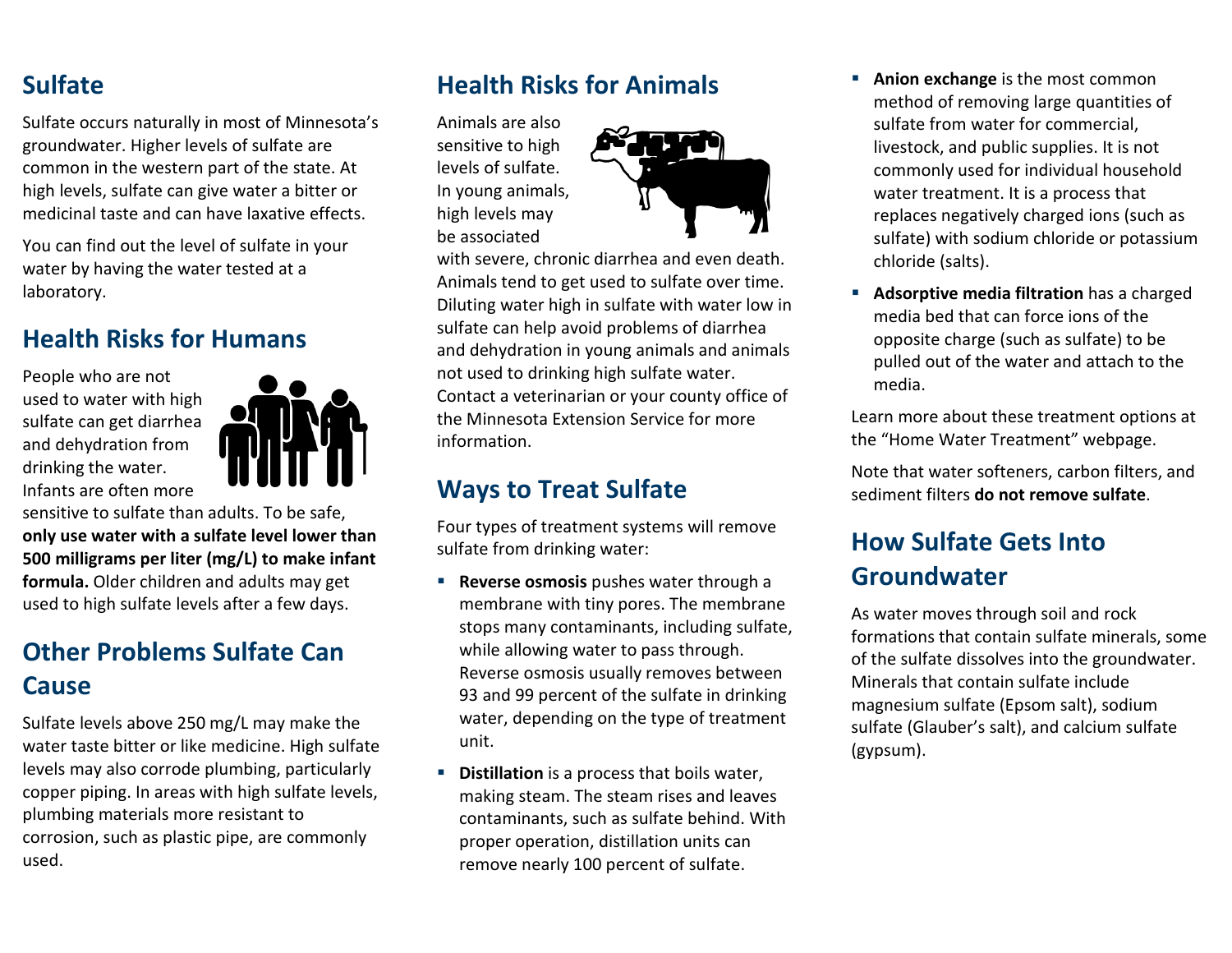## Sulfate

Sulfate occurs naturally in most of Minnesota's groundwater. Higher levels of sulfate are common in the western part of the state. At high levels, sulfate can give water a bitter or medicinal taste and can have laxative effects.

You can find out the level of sulfate in your water by having the water tested at a laboratory.

## Health Risks for Humans

People who are not used to water with high sulfate can get diarrhea and dehydration from drinking the water. Infants are often more sensitive to sulfate than adults. To be safe, **only use water with a sulfate level lower than 500 milligrams per liter (mg/L) to make infant formula.** Older children and adults may get used to high sulfate levels after a few days.

## Other Problems Sulfate Can Cause

Sulfate levels above 250 mg/L may make the water taste bitter or like medicine. High sulfate levels may also corrode plumbing, particularly copper piping. In areas with high sulfate levels, plumbing materials more resistant to corrosion, such as plastic pipe, are commonly used.

## Health Risks for Animals

Animals are also sensitive to high levels of sulfate. In young animals, high levels may be associated with severe, chronic diarrhea and even death. Animals tend to get used to sulfate over time. Diluting water high in sulfate with water low in sulfate can help avoid problems of diarrhea and dehydration in young animals and animals not used to drinking high sulfate water. Contact a veterinarian or your county office of the Minnesota Extension Service for more information.

## Ways to Treat Sulfate

Four types of treatment systems will remove sulfate from drinking water:

- **Reverse osmosis** pushes water through a membrane with tiny pores. The membrane stops many contaminants, including sulfate, while allowing water to pass through. Reverse osmosis usually removes between 93 and 99 percent of the sulfate in drinking water, depending on the type of treatment unit.
- **Distillation** is a process that boils water, making steam. The steam rises and leaves contaminants, such as sulfate behind. With proper operation, distillation units can remove nearly 100 percent of sulfate.
- **Anion exchange** is the most common method of removing large quantities of sulfate from water for commercial, livestock, and public supplies. It is not commonly used for individual household water treatment. It is a process that replaces negatively charged ions (such as sulfate) with sodium chloride or potassium chloride (salts).
- **Adsorptive media filtration** has a charged media bed that can force ions of the opposite charge (such as sulfate) to be pulled out of the water and attach to the media.

Learn more about these treatment options at the "Home Water Treatment" webpage.

Note that water softeners, carbon filters, and sediment filters **do not remove sulfate**.

## How Sulfate Gets Into Groundwater

As water moves through soil and rock formations that contain sulfate minerals, some of the sulfate dissolves into the groundwater. Minerals that contain sulfate include magnesium sulfate (Epsom salt), sodium sulfate (Glauber's salt), and calcium sulfate (gypsum).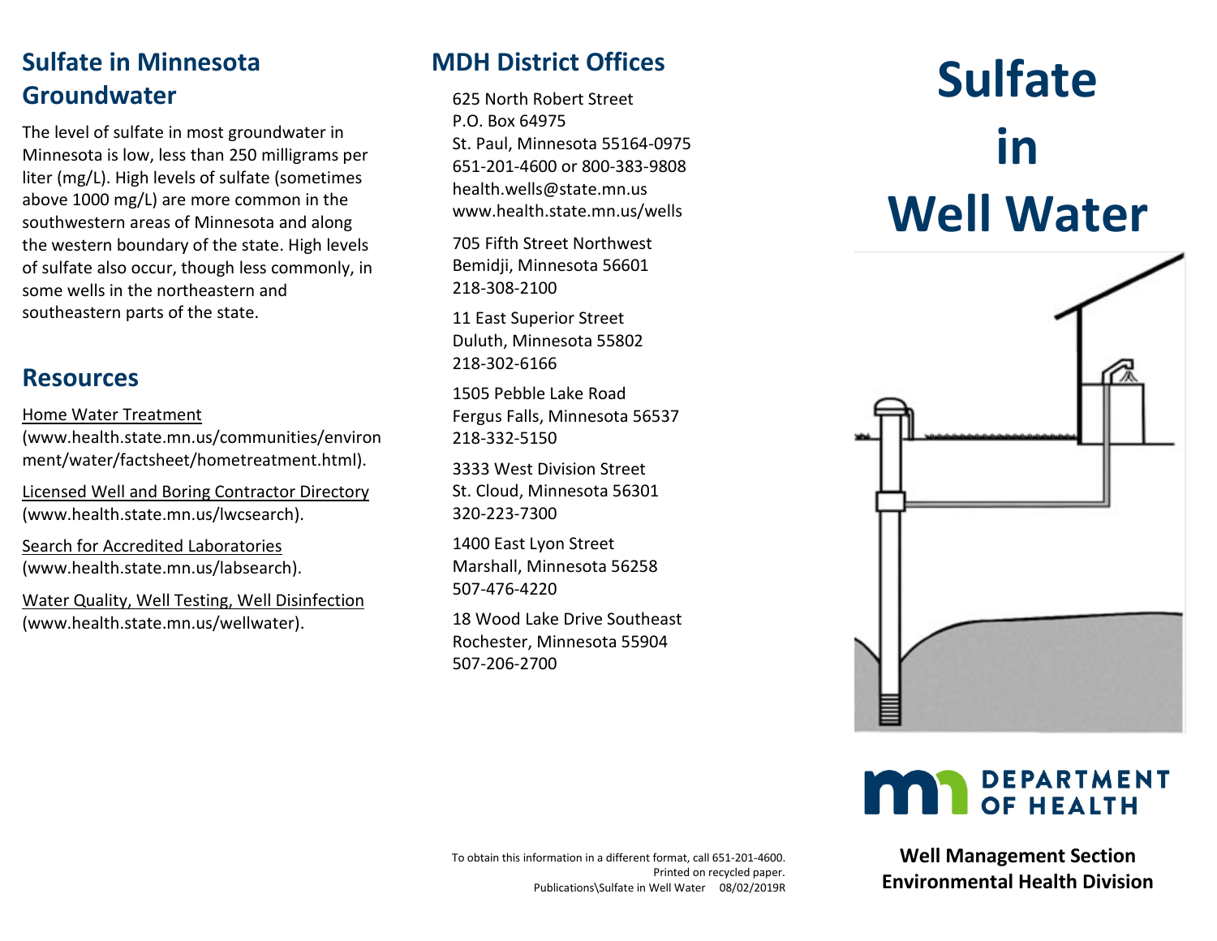## Sulfate in Minnesota Groundwater

The level of sulfate in most groundwater in Minnesota is low, less than 250 milligrams per liter (mg/L). High levels of sulfate (sometimes above 1000 mg/L) are more common in the southwestern areas of Minnesota and along the western boundary of the state. High levels of sulfate also occur, though less commonly, in some wells in the northeastern and southeastern parts of the state.

## Resources

Home Water Treatment (www.health.state.mn.us/communities/environment/water/factsheet/hometreatment.html).

Licensed Well and Boring Contractor Directory (www.health.state.mn.us/lwcsearch).

Search for Accredited Laboratories (www.health.state.mn.us/labsearch).

Water Quality, Well Testing, Well Disinfection (www.health.state.mn.us/wellwater).

## MDH District Offices

625 North Robert Street
P.O. Box 64975
St. Paul, Minnesota 55164-0975
651-201-4600 or 800-383-9808
health.wells@state.mn.us
www.health.state.mn.us/wells

705 Fifth Street Northwest
Bemidji, Minnesota 56601
218-308-2100

11 East Superior Street
Duluth, Minnesota 55802
218-302-6166

1505 Pebble Lake Road
Fergus Falls, Minnesota 56537
218-332-5150

3333 West Division Street
St. Cloud, Minnesota 56301
320-223-7300

1400 East Lyon Street
Marshall, Minnesota 56258
507-476-4220

18 Wood Lake Drive Southeast
Rochester, Minnesota 55904
507-206-2700

To obtain this information in a different format, call 651-201-4600.
Printed on recycled paper.
Publications\Sulfate in Well Water 08/02/2019R

# Sulfate in Well Water

DEPARTMENT OF HEALTH

**Well Management Section**
**Environmental Health Division**